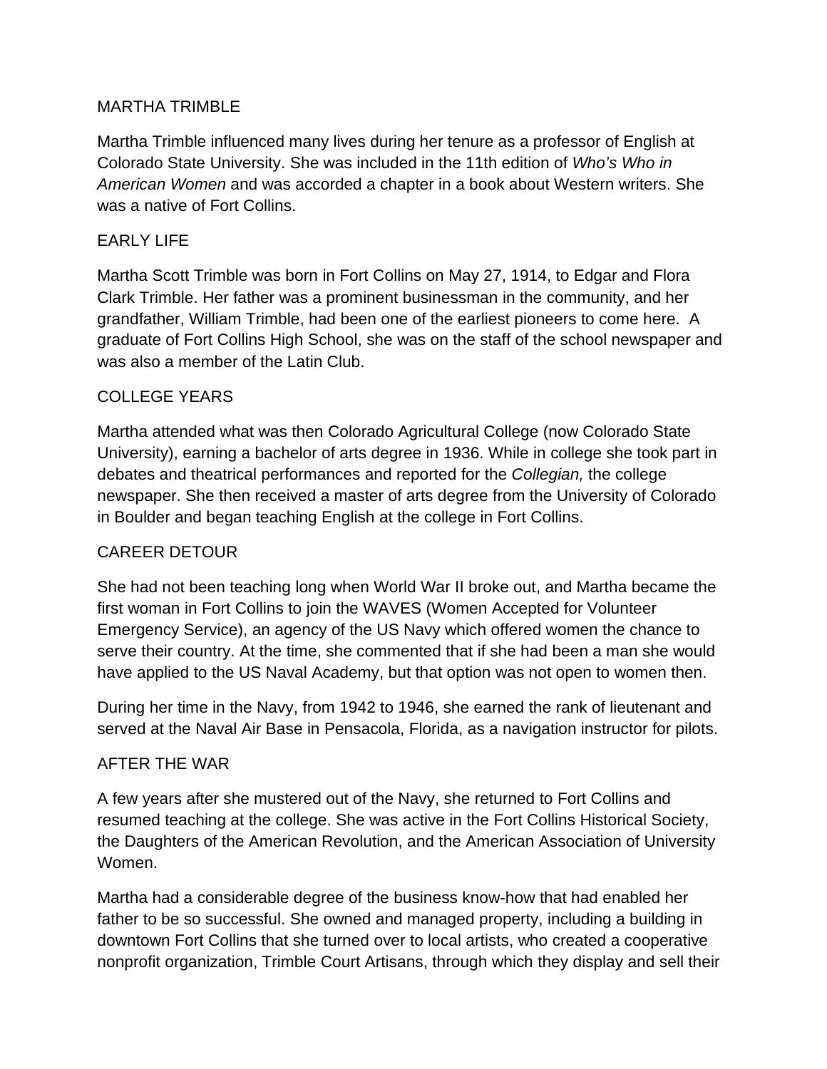# MARTHA TRIMBLE

Martha Trimble influenced many lives during her tenure as a professor of English at Colorado State University. She was included in the 11th edition of *Who's Who in American Women* and was accorded a chapter in a book about Western writers. She was a native of Fort Collins.

## EARLY LIFE

Martha Scott Trimble was born in Fort Collins on May 27, 1914, to Edgar and Flora Clark Trimble. Her father was a prominent businessman in the community, and her grandfather, William Trimble, had been one of the earliest pioneers to come here. A graduate of Fort Collins High School, she was on the staff of the school newspaper and was also a member of the Latin Club.

## COLLEGE YEARS

Martha attended what was then Colorado Agricultural College (now Colorado State University), earning a bachelor of arts degree in 1936. While in college she took part in debates and theatrical performances and reported for the *Collegian,* the college newspaper. She then received a master of arts degree from the University of Colorado in Boulder and began teaching English at the college in Fort Collins.

## CAREER DETOUR

She had not been teaching long when World War II broke out, and Martha became the first woman in Fort Collins to join the WAVES (Women Accepted for Volunteer Emergency Service), an agency of the US Navy which offered women the chance to serve their country. At the time, she commented that if she had been a man she would have applied to the US Naval Academy, but that option was not open to women then.

During her time in the Navy, from 1942 to 1946, she earned the rank of lieutenant and served at the Naval Air Base in Pensacola, Florida, as a navigation instructor for pilots.

## AFTER THE WAR

A few years after she mustered out of the Navy, she returned to Fort Collins and resumed teaching at the college. She was active in the Fort Collins Historical Society, the Daughters of the American Revolution, and the American Association of University Women.

Martha had a considerable degree of the business know-how that had enabled her father to be so successful. She owned and managed property, including a building in downtown Fort Collins that she turned over to local artists, who created a cooperative nonprofit organization, Trimble Court Artisans, through which they display and sell their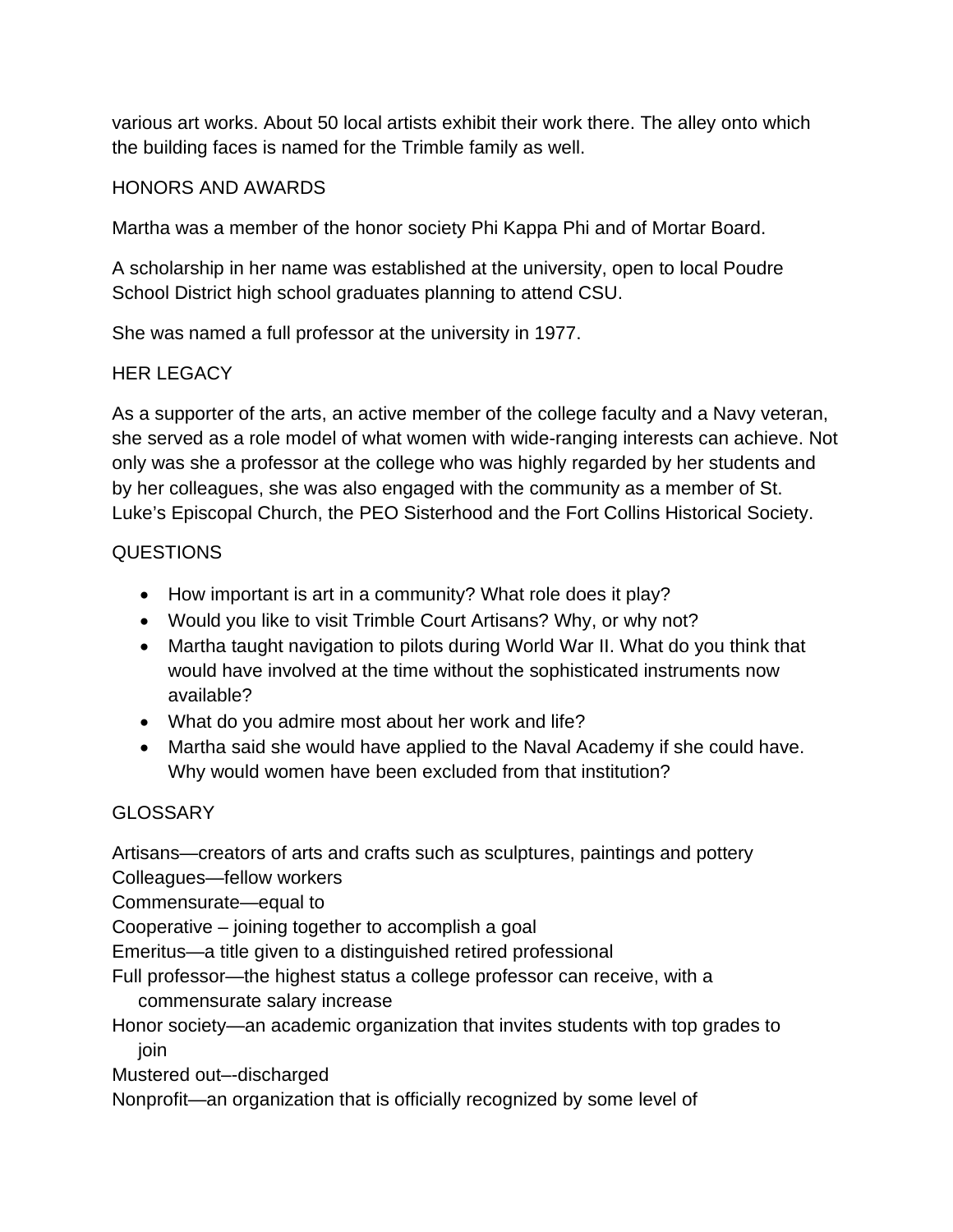various art works. About 50 local artists exhibit their work there. The alley onto which the building faces is named for the Trimble family as well.

## HONORS AND AWARDS

Martha was a member of the honor society Phi Kappa Phi and of Mortar Board.

A scholarship in her name was established at the university, open to local Poudre School District high school graduates planning to attend CSU.

She was named a full professor at the university in 1977.

## HER LEGACY

As a supporter of the arts, an active member of the college faculty and a Navy veteran, she served as a role model of what women with wide-ranging interests can achieve. Not only was she a professor at the college who was highly regarded by her students and by her colleagues, she was also engaged with the community as a member of St. Luke's Episcopal Church, the PEO Sisterhood and the Fort Collins Historical Society.

## QUESTIONS

- How important is art in a community? What role does it play?
- Would you like to visit Trimble Court Artisans? Why, or why not?
- Martha taught navigation to pilots during World War II. What do you think that would have involved at the time without the sophisticated instruments now available?
- What do you admire most about her work and life?
- Martha said she would have applied to the Naval Academy if she could have. Why would women have been excluded from that institution?

## GLOSSARY

Artisans—creators of arts and crafts such as sculptures, paintings and pottery
Colleagues—fellow workers
Commensurate—equal to
Cooperative – joining together to accomplish a goal
Emeritus—a title given to a distinguished retired professional
Full professor—the highest status a college professor can receive, with a commensurate salary increase
Honor society—an academic organization that invites students with top grades to join
Mustered out–-discharged
Nonprofit—an organization that is officially recognized by some level of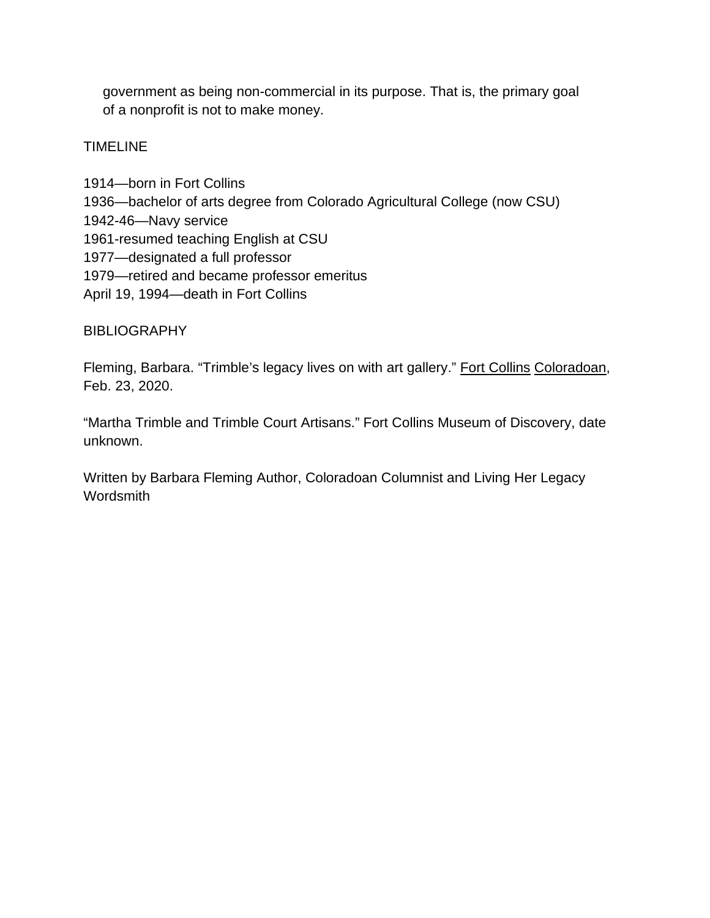government as being non-commercial in its purpose. That is, the primary goal of a nonprofit is not to make money.

TIMELINE

1914—born in Fort Collins
1936—bachelor of arts degree from Colorado Agricultural College (now CSU)
1942-46—Navy service
1961-resumed teaching English at CSU
1977—designated a full professor
1979—retired and became professor emeritus
April 19, 1994—death in Fort Collins

BIBLIOGRAPHY

Fleming, Barbara. "Trimble's legacy lives on with art gallery." Fort Collins Coloradoan, Feb. 23, 2020.

"Martha Trimble and Trimble Court Artisans." Fort Collins Museum of Discovery, date unknown.

Written by Barbara Fleming Author, Coloradoan Columnist and Living Her Legacy Wordsmith